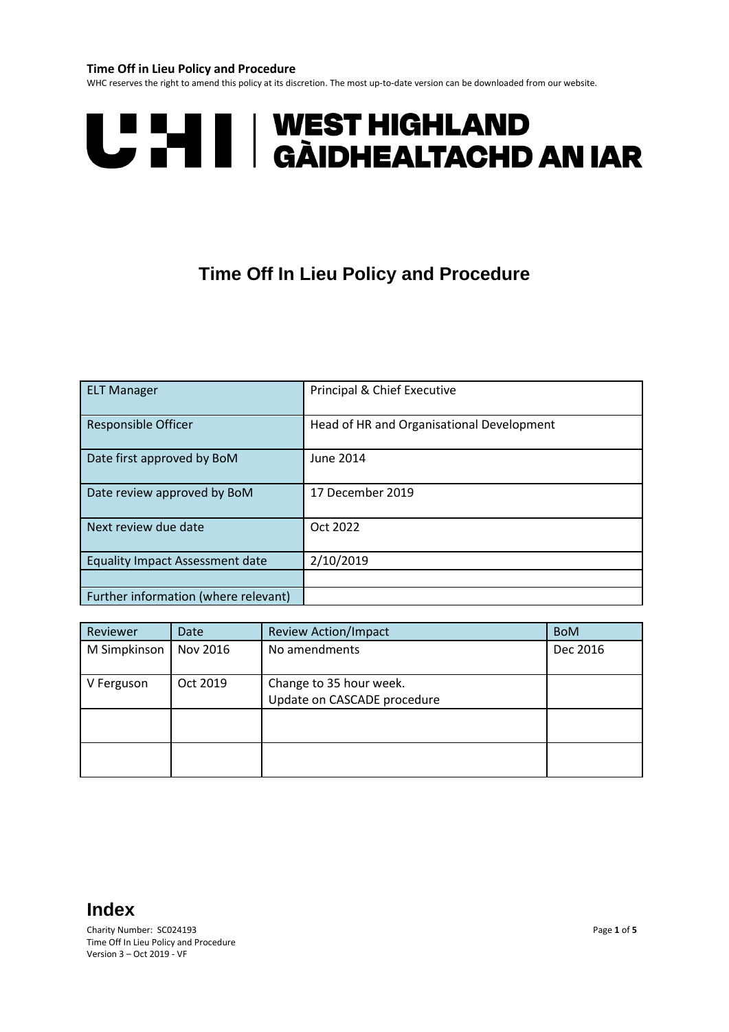# Time Off In Lieu Policy and Procedure

| ELT Manager | Principal & Chief Executive |
|---|---|
| Responsible Officer | Head of HR and Organisational Development |
| Date first approved by BoM | June 2014 |
| Date review approved by BoM | 17 December 2019 |
| Next review due date | Oct 2022 |
| Equality Impact Assessment date | 2/10/2019 |
| | |
| Further information (where relevant) | |

| Reviewer | Date | Review Action/Impact | BoM |
|---|---|---|---|
| M Simpkinson | Nov 2016 | No amendments | Dec 2016 |
| V Ferguson | Oct 2019 | Change to 35 hour week.<br>Update on CASCADE procedure | |
| | | | |
| | | | |

## Index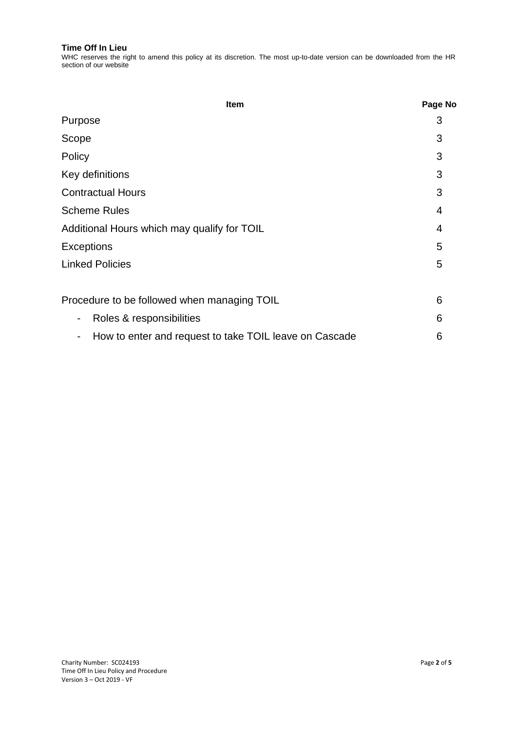**Time Off In Lieu**

WHC reserves the right to amend this policy at its discretion. The most up-to-date version can be downloaded from the HR section of our website

| Item | Page No |
|---|---|
| Purpose | 3 |
| Scope | 3 |
| Policy | 3 |
| Key definitions | 3 |
| Contractual Hours | 3 |
| Scheme Rules | 4 |
| Additional Hours which may qualify for TOIL | 4 |
| Exceptions | 5 |
| Linked Policies | 5 |
| | |
| Procedure to be followed when managing TOIL | 6 |
| - Roles & responsibilities | 6 |
| - How to enter and request to take TOIL leave on Cascade | 6 |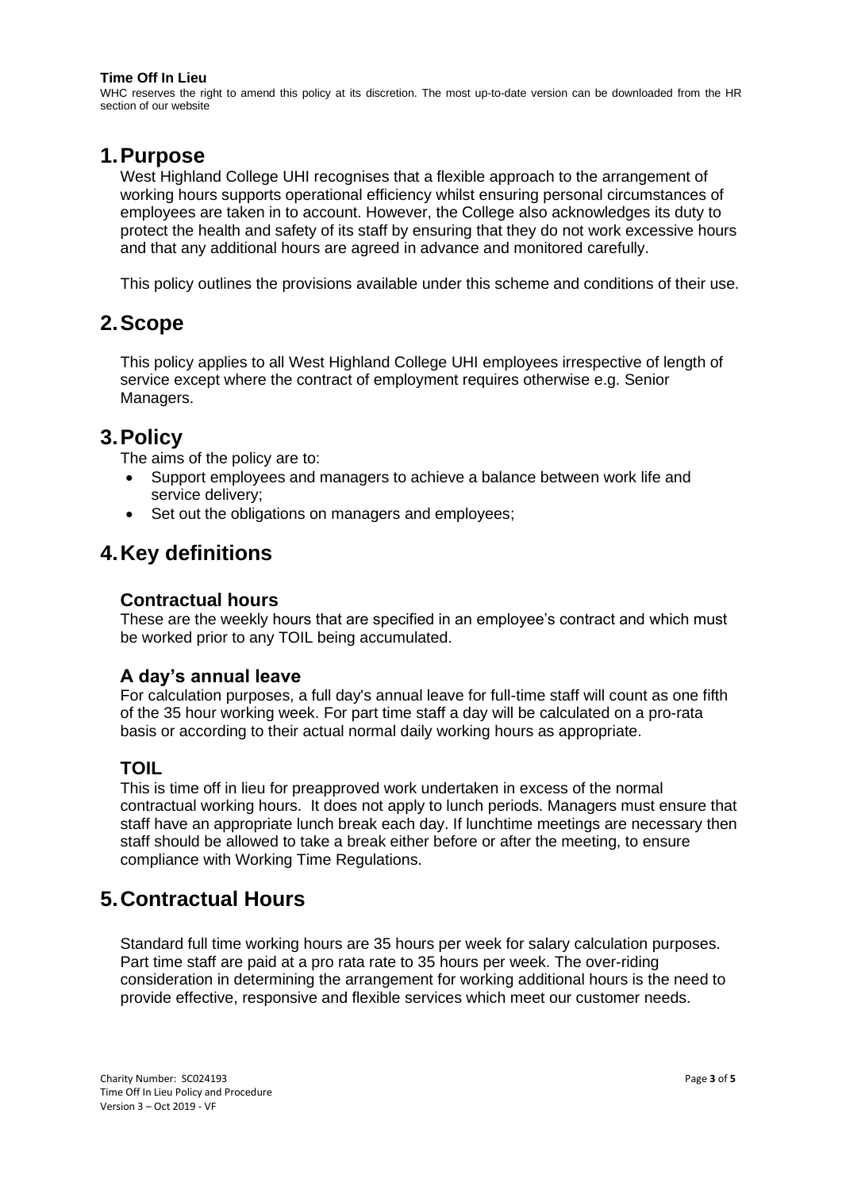**Time Off In Lieu**

WHC reserves the right to amend this policy at its discretion. The most up-to-date version can be downloaded from the HR section of our website

# 1. Purpose

West Highland College UHI recognises that a flexible approach to the arrangement of working hours supports operational efficiency whilst ensuring personal circumstances of employees are taken in to account. However, the College also acknowledges its duty to protect the health and safety of its staff by ensuring that they do not work excessive hours and that any additional hours are agreed in advance and monitored carefully.

This policy outlines the provisions available under this scheme and conditions of their use.

# 2. Scope

This policy applies to all West Highland College UHI employees irrespective of length of service except where the contract of employment requires otherwise e.g. Senior Managers.

# 3. Policy

The aims of the policy are to:

- Support employees and managers to achieve a balance between work life and service delivery;
- Set out the obligations on managers and employees;

# 4. Key definitions

## Contractual hours

These are the weekly hours that are specified in an employee's contract and which must be worked prior to any TOIL being accumulated.

## A day's annual leave

For calculation purposes, a full day's annual leave for full-time staff will count as one fifth of the 35 hour working week. For part time staff a day will be calculated on a pro-rata basis or according to their actual normal daily working hours as appropriate.

## TOIL

This is time off in lieu for preapproved work undertaken in excess of the normal contractual working hours. It does not apply to lunch periods. Managers must ensure that staff have an appropriate lunch break each day. If lunchtime meetings are necessary then staff should be allowed to take a break either before or after the meeting, to ensure compliance with Working Time Regulations.

# 5. Contractual Hours

Standard full time working hours are 35 hours per week for salary calculation purposes. Part time staff are paid at a pro rata rate to 35 hours per week. The over-riding consideration in determining the arrangement for working additional hours is the need to provide effective, responsive and flexible services which meet our customer needs.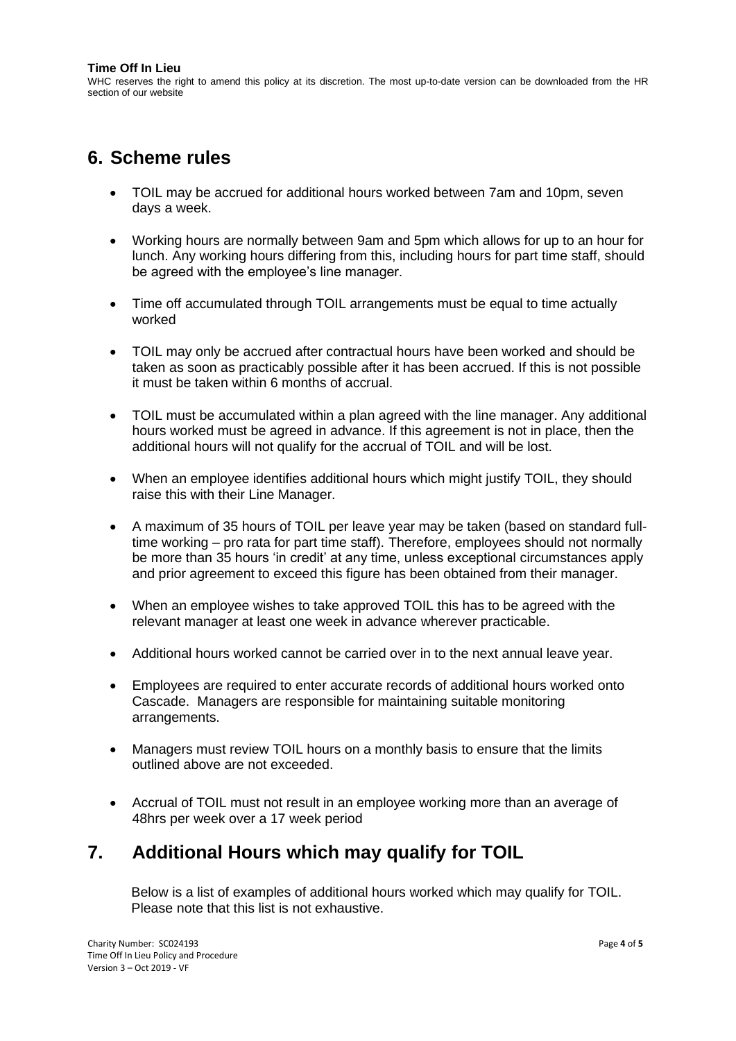## 6. Scheme rules

- TOIL may be accrued for additional hours worked between 7am and 10pm, seven days a week.
- Working hours are normally between 9am and 5pm which allows for up to an hour for lunch. Any working hours differing from this, including hours for part time staff, should be agreed with the employee's line manager.
- Time off accumulated through TOIL arrangements must be equal to time actually worked
- TOIL may only be accrued after contractual hours have been worked and should be taken as soon as practicably possible after it has been accrued. If this is not possible it must be taken within 6 months of accrual.
- TOIL must be accumulated within a plan agreed with the line manager. Any additional hours worked must be agreed in advance. If this agreement is not in place, then the additional hours will not qualify for the accrual of TOIL and will be lost.
- When an employee identifies additional hours which might justify TOIL, they should raise this with their Line Manager.
- A maximum of 35 hours of TOIL per leave year may be taken (based on standard full-time working – pro rata for part time staff). Therefore, employees should not normally be more than 35 hours 'in credit' at any time, unless exceptional circumstances apply and prior agreement to exceed this figure has been obtained from their manager.
- When an employee wishes to take approved TOIL this has to be agreed with the relevant manager at least one week in advance wherever practicable.
- Additional hours worked cannot be carried over in to the next annual leave year.
- Employees are required to enter accurate records of additional hours worked onto Cascade. Managers are responsible for maintaining suitable monitoring arrangements.
- Managers must review TOIL hours on a monthly basis to ensure that the limits outlined above are not exceeded.
- Accrual of TOIL must not result in an employee working more than an average of 48hrs per week over a 17 week period

## 7. Additional Hours which may qualify for TOIL

Below is a list of examples of additional hours worked which may qualify for TOIL. Please note that this list is not exhaustive.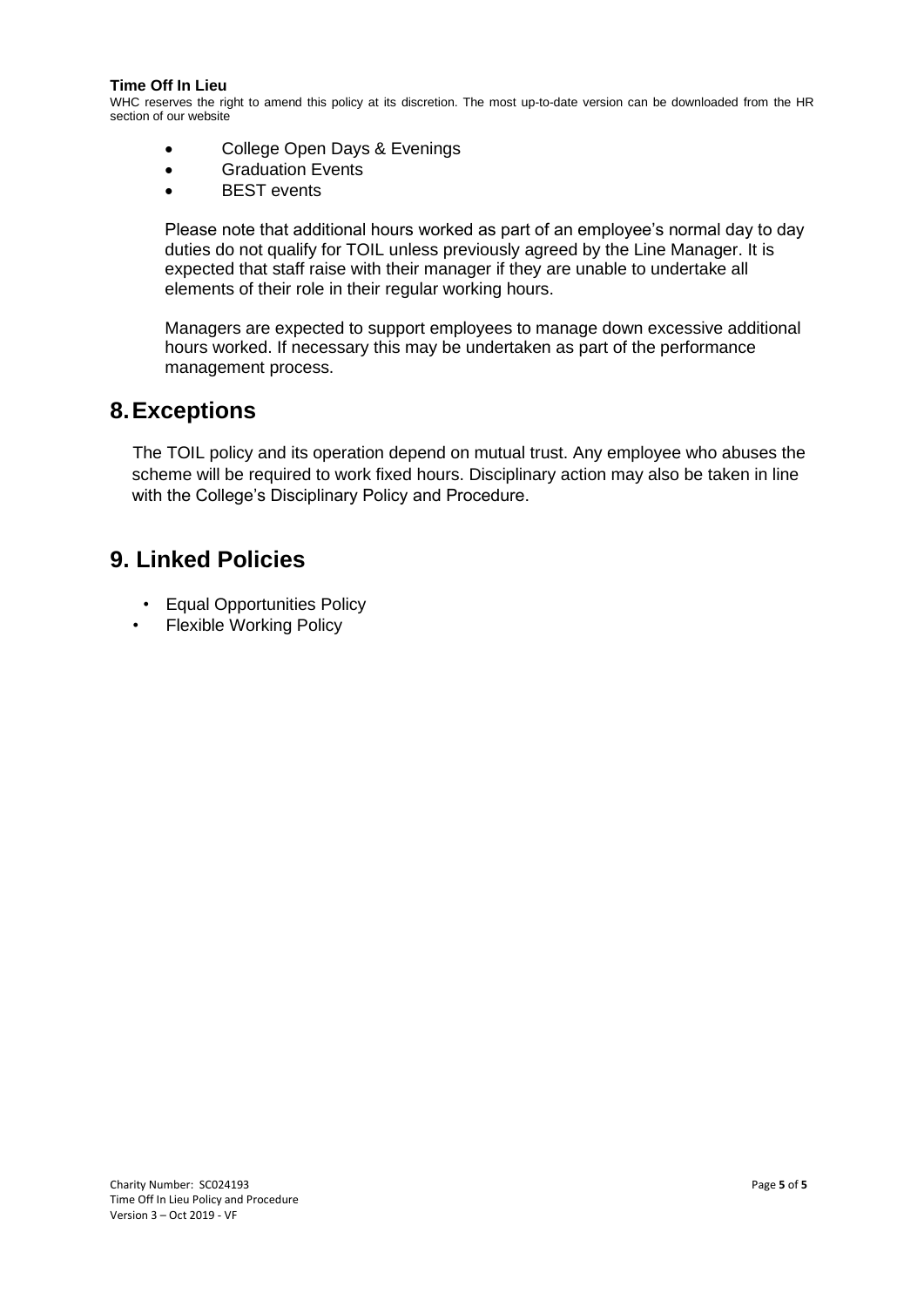- College Open Days & Evenings
- Graduation Events
- BEST events

Please note that additional hours worked as part of an employee's normal day to day duties do not qualify for TOIL unless previously agreed by the Line Manager. It is expected that staff raise with their manager if they are unable to undertake all elements of their role in their regular working hours.

Managers are expected to support employees to manage down excessive additional hours worked. If necessary this may be undertaken as part of the performance management process.

# 8. Exceptions

The TOIL policy and its operation depend on mutual trust. Any employee who abuses the scheme will be required to work fixed hours. Disciplinary action may also be taken in line with the College's Disciplinary Policy and Procedure.

# 9. Linked Policies

- Equal Opportunities Policy
- Flexible Working Policy